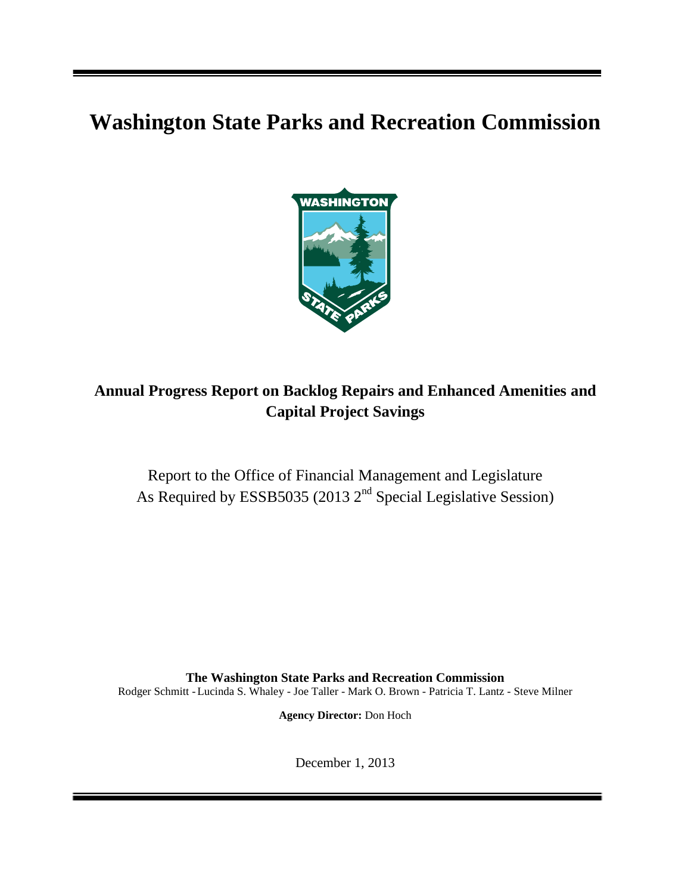# Washington State Parks and Recreation Commission

## Annual Progress Report on Backlog Repairs and Enhanced Amenities and Capital Project Savings

Report to the Office of Financial Management and Legislature
As Required by ESSB5035 (2013 2nd Special Legislative Session)

**The Washington State Parks and Recreation Commission**
Rodger Schmitt - Lucinda S. Whaley - Joe Taller - Mark O. Brown - Patricia T. Lantz - Steve Milner

**Agency Director:** Don Hoch

December 1, 2013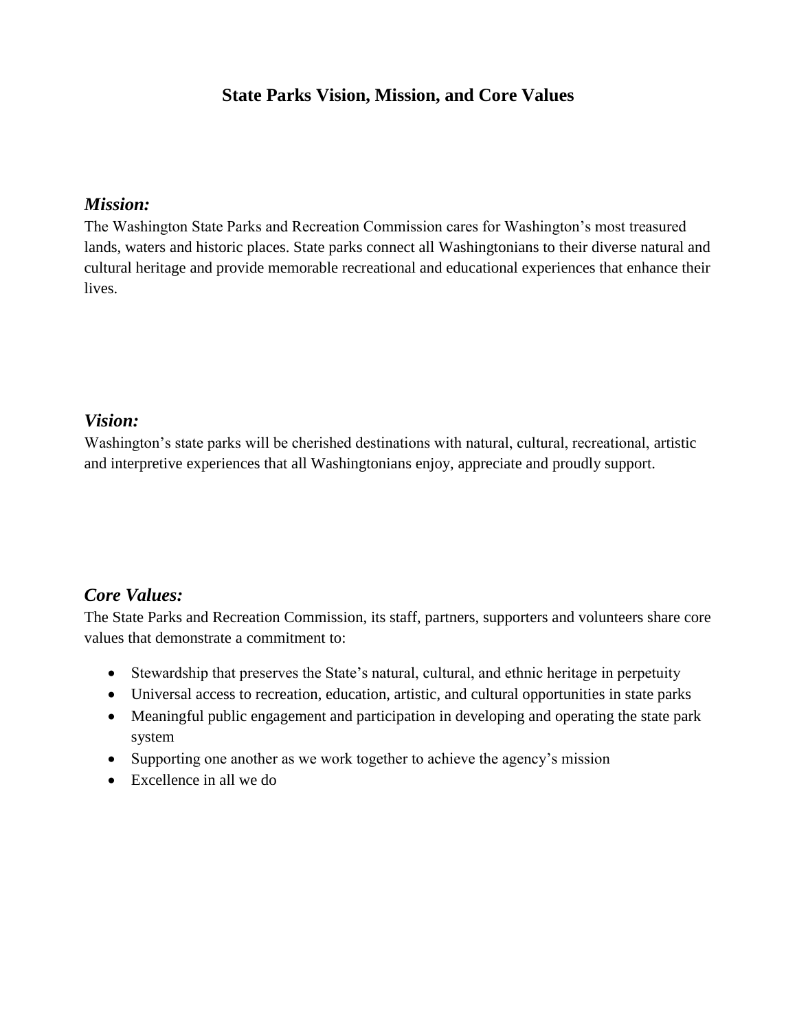# State Parks Vision, Mission, and Core Values

## *Mission:*

The Washington State Parks and Recreation Commission cares for Washington's most treasured lands, waters and historic places. State parks connect all Washingtonians to their diverse natural and cultural heritage and provide memorable recreational and educational experiences that enhance their lives.

## *Vision:*

Washington's state parks will be cherished destinations with natural, cultural, recreational, artistic and interpretive experiences that all Washingtonians enjoy, appreciate and proudly support.

## *Core Values:*

The State Parks and Recreation Commission, its staff, partners, supporters and volunteers share core values that demonstrate a commitment to:

- Stewardship that preserves the State's natural, cultural, and ethnic heritage in perpetuity
- Universal access to recreation, education, artistic, and cultural opportunities in state parks
- Meaningful public engagement and participation in developing and operating the state park system
- Supporting one another as we work together to achieve the agency's mission
- Excellence in all we do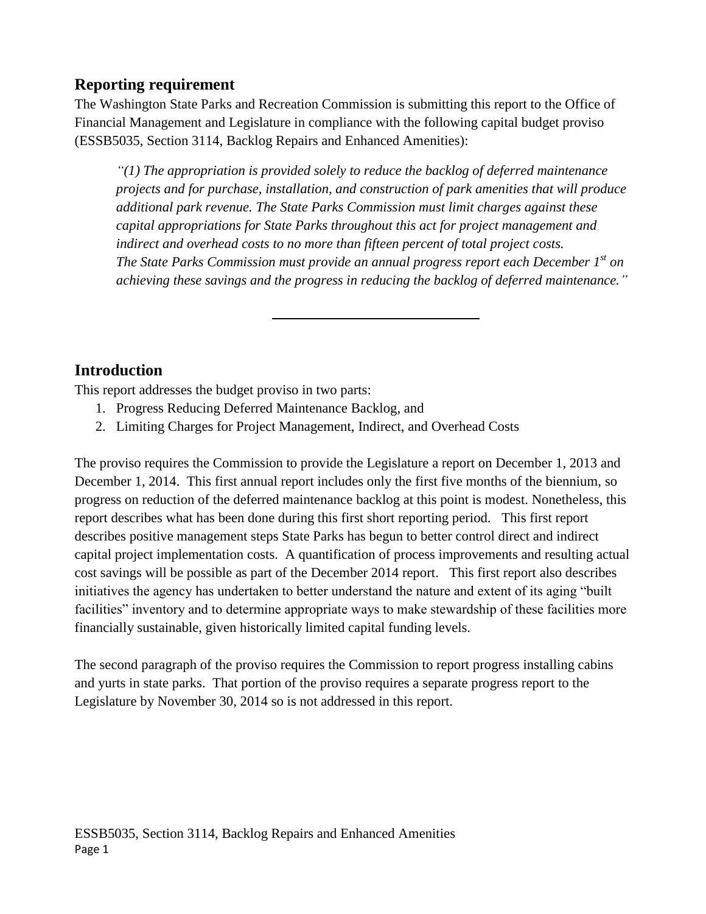## Reporting requirement

The Washington State Parks and Recreation Commission is submitting this report to the Office of Financial Management and Legislature in compliance with the following capital budget proviso (ESSB5035, Section 3114, Backlog Repairs and Enhanced Amenities):

> *"(1) The appropriation is provided solely to reduce the backlog of deferred maintenance projects and for purchase, installation, and construction of park amenities that will produce additional park revenue. The State Parks Commission must limit charges against these capital appropriations for State Parks throughout this act for project management and indirect and overhead costs to no more than fifteen percent of total project costs. The State Parks Commission must provide an annual progress report each December 1st on achieving these savings and the progress in reducing the backlog of deferred maintenance."*

---

## Introduction

This report addresses the budget proviso in two parts:

1. Progress Reducing Deferred Maintenance Backlog, and
2. Limiting Charges for Project Management, Indirect, and Overhead Costs

The proviso requires the Commission to provide the Legislature a report on December 1, 2013 and December 1, 2014. This first annual report includes only the first five months of the biennium, so progress on reduction of the deferred maintenance backlog at this point is modest. Nonetheless, this report describes what has been done during this first short reporting period. This first report describes positive management steps State Parks has begun to better control direct and indirect capital project implementation costs. A quantification of process improvements and resulting actual cost savings will be possible as part of the December 2014 report. This first report also describes initiatives the agency has undertaken to better understand the nature and extent of its aging "built facilities" inventory and to determine appropriate ways to make stewardship of these facilities more financially sustainable, given historically limited capital funding levels.

The second paragraph of the proviso requires the Commission to report progress installing cabins and yurts in state parks. That portion of the proviso requires a separate progress report to the Legislature by November 30, 2014 so is not addressed in this report.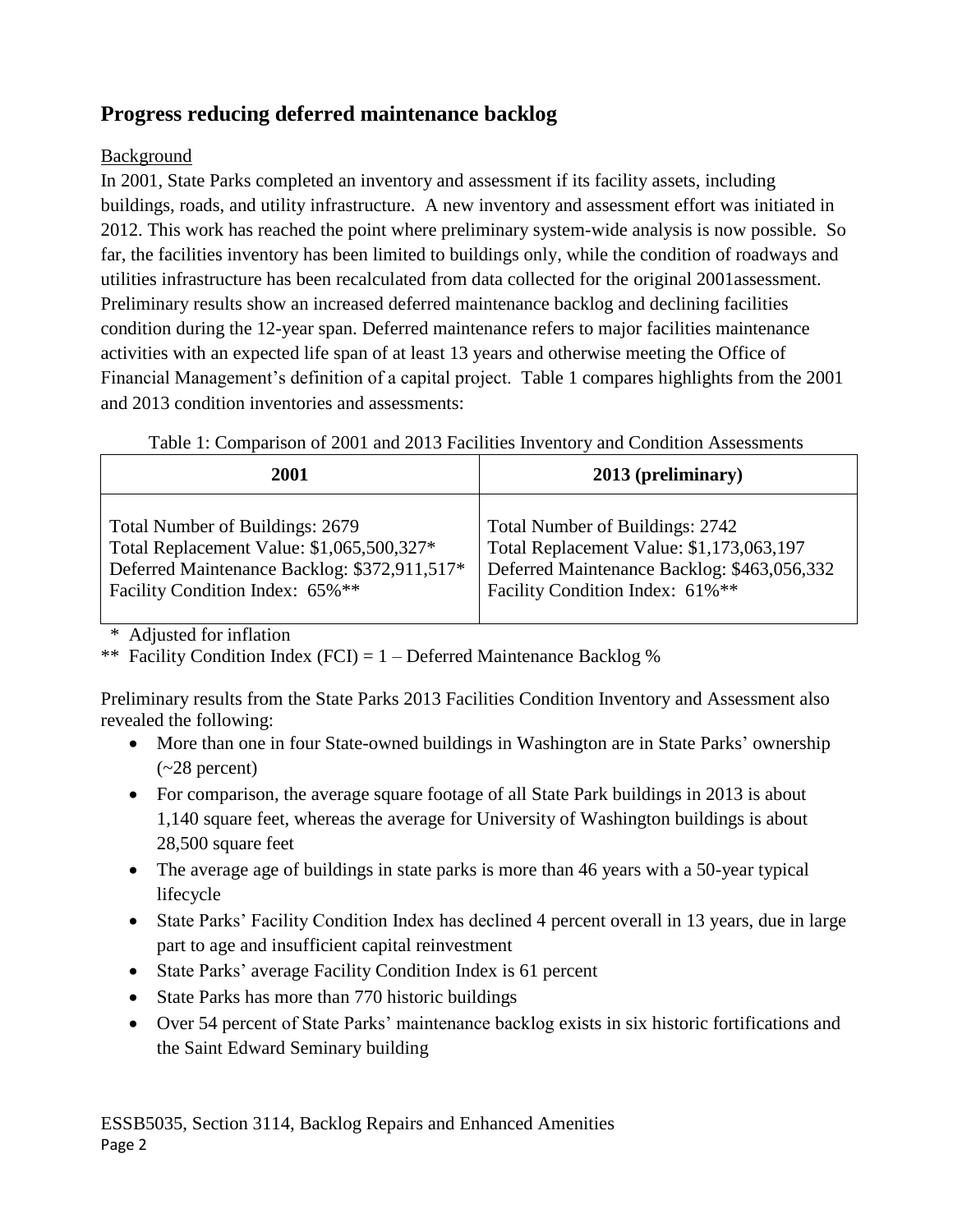## Progress reducing deferred maintenance backlog

Background

In 2001, State Parks completed an inventory and assessment if its facility assets, including buildings, roads, and utility infrastructure. A new inventory and assessment effort was initiated in 2012. This work has reached the point where preliminary system-wide analysis is now possible. So far, the facilities inventory has been limited to buildings only, while the condition of roadways and utilities infrastructure has been recalculated from data collected for the original 2001assessment. Preliminary results show an increased deferred maintenance backlog and declining facilities condition during the 12-year span. Deferred maintenance refers to major facilities maintenance activities with an expected life span of at least 13 years and otherwise meeting the Office of Financial Management's definition of a capital project. Table 1 compares highlights from the 2001 and 2013 condition inventories and assessments:

Table 1: Comparison of 2001 and 2013 Facilities Inventory and Condition Assessments

| 2001 | 2013 (preliminary) |
|---|---|
| Total Number of Buildings: 2679<br>Total Replacement Value: $1,065,500,327*<br>Deferred Maintenance Backlog: $372,911,517*<br>Facility Condition Index: 65%** | Total Number of Buildings: 2742<br>Total Replacement Value: $1,173,063,197<br>Deferred Maintenance Backlog: $463,056,332<br>Facility Condition Index: 61%** |

\* Adjusted for inflation

** Facility Condition Index (FCI) = 1 – Deferred Maintenance Backlog %

Preliminary results from the State Parks 2013 Facilities Condition Inventory and Assessment also revealed the following:

- More than one in four State-owned buildings in Washington are in State Parks' ownership (~28 percent)
- For comparison, the average square footage of all State Park buildings in 2013 is about 1,140 square feet, whereas the average for University of Washington buildings is about 28,500 square feet
- The average age of buildings in state parks is more than 46 years with a 50-year typical lifecycle
- State Parks' Facility Condition Index has declined 4 percent overall in 13 years, due in large part to age and insufficient capital reinvestment
- State Parks' average Facility Condition Index is 61 percent
- State Parks has more than 770 historic buildings
- Over 54 percent of State Parks' maintenance backlog exists in six historic fortifications and the Saint Edward Seminary building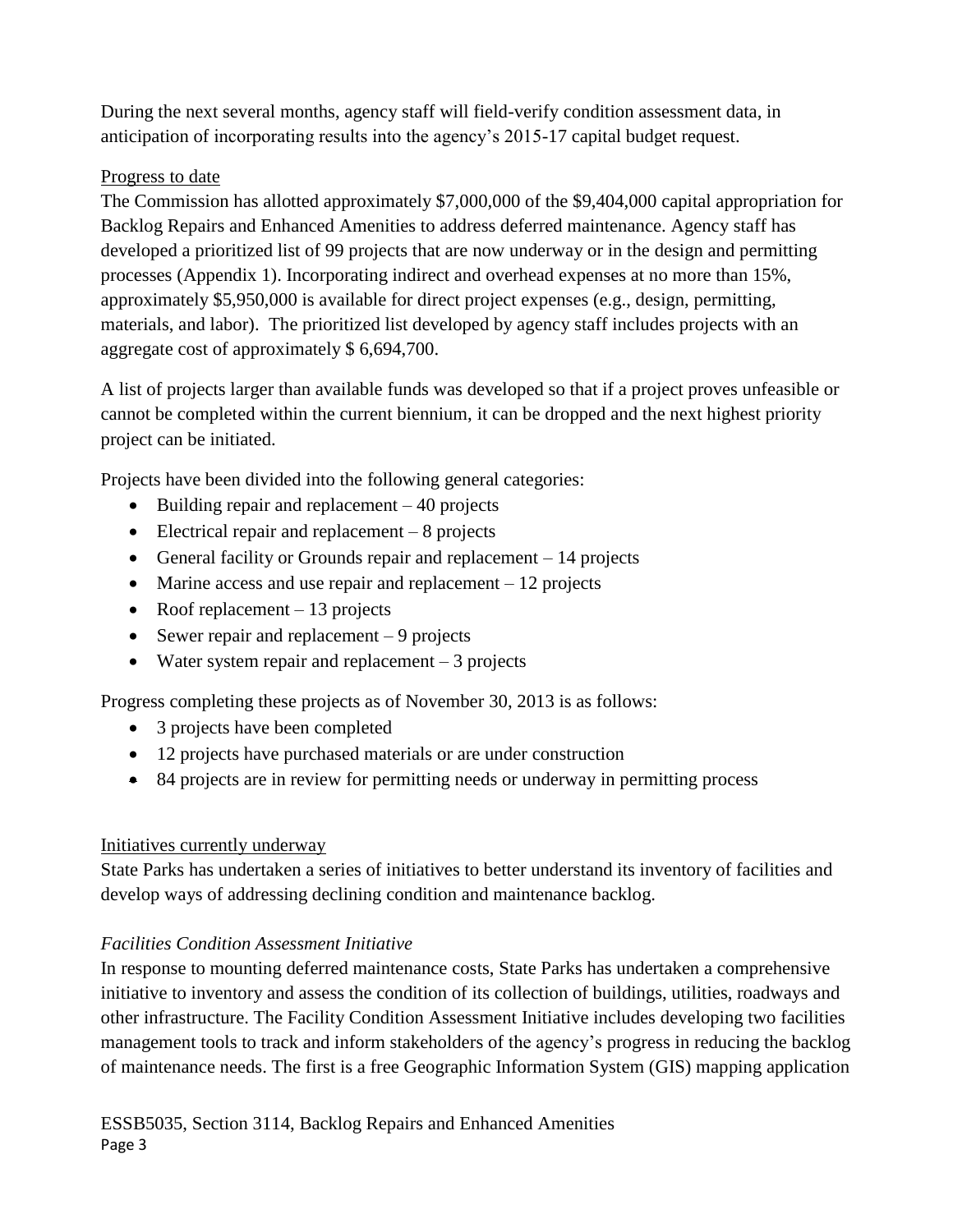During the next several months, agency staff will field-verify condition assessment data, in anticipation of incorporating results into the agency's 2015-17 capital budget request.

Progress to date

The Commission has allotted approximately $7,000,000 of the $9,404,000 capital appropriation for Backlog Repairs and Enhanced Amenities to address deferred maintenance. Agency staff has developed a prioritized list of 99 projects that are now underway or in the design and permitting processes (Appendix 1). Incorporating indirect and overhead expenses at no more than 15%, approximately $5,950,000 is available for direct project expenses (e.g., design, permitting, materials, and labor). The prioritized list developed by agency staff includes projects with an aggregate cost of approximately $ 6,694,700.

A list of projects larger than available funds was developed so that if a project proves unfeasible or cannot be completed within the current biennium, it can be dropped and the next highest priority project can be initiated.

Projects have been divided into the following general categories:

- Building repair and replacement – 40 projects
- Electrical repair and replacement – 8 projects
- General facility or Grounds repair and replacement – 14 projects
- Marine access and use repair and replacement – 12 projects
- Roof replacement – 13 projects
- Sewer repair and replacement – 9 projects
- Water system repair and replacement – 3 projects

Progress completing these projects as of November 30, 2013 is as follows:

- 3 projects have been completed
- 12 projects have purchased materials or are under construction
- 84 projects are in review for permitting needs or underway in permitting process

Initiatives currently underway

State Parks has undertaken a series of initiatives to better understand its inventory of facilities and develop ways of addressing declining condition and maintenance backlog.

*Facilities Condition Assessment Initiative*

In response to mounting deferred maintenance costs, State Parks has undertaken a comprehensive initiative to inventory and assess the condition of its collection of buildings, utilities, roadways and other infrastructure. The Facility Condition Assessment Initiative includes developing two facilities management tools to track and inform stakeholders of the agency's progress in reducing the backlog of maintenance needs. The first is a free Geographic Information System (GIS) mapping application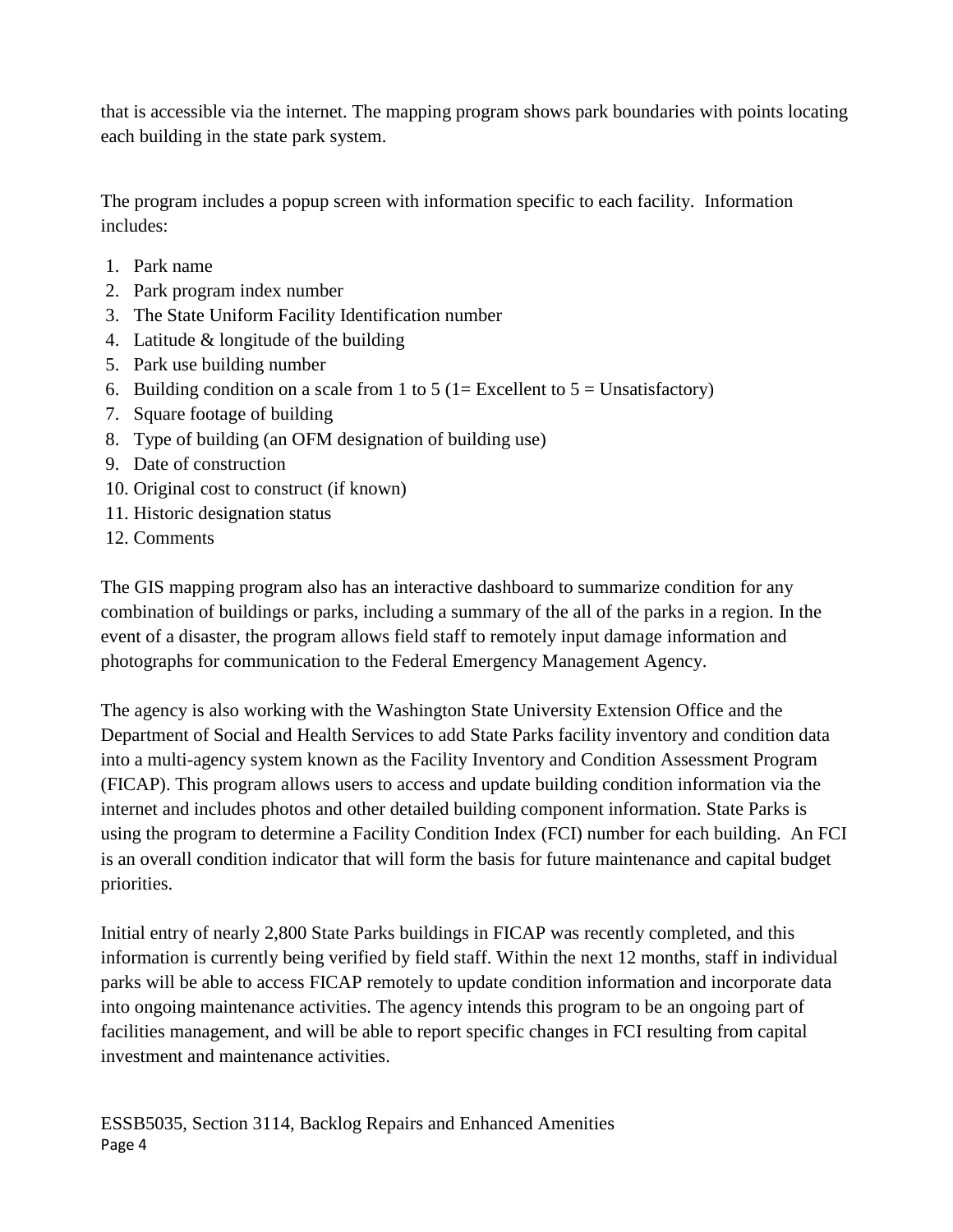that is accessible via the internet. The mapping program shows park boundaries with points locating each building in the state park system.

The program includes a popup screen with information specific to each facility. Information includes:

1. Park name
2. Park program index number
3. The State Uniform Facility Identification number
4. Latitude & longitude of the building
5. Park use building number
6. Building condition on a scale from 1 to 5 (1= Excellent to 5 = Unsatisfactory)
7. Square footage of building
8. Type of building (an OFM designation of building use)
9. Date of construction
10. Original cost to construct (if known)
11. Historic designation status
12. Comments

The GIS mapping program also has an interactive dashboard to summarize condition for any combination of buildings or parks, including a summary of the all of the parks in a region. In the event of a disaster, the program allows field staff to remotely input damage information and photographs for communication to the Federal Emergency Management Agency.

The agency is also working with the Washington State University Extension Office and the Department of Social and Health Services to add State Parks facility inventory and condition data into a multi-agency system known as the Facility Inventory and Condition Assessment Program (FICAP). This program allows users to access and update building condition information via the internet and includes photos and other detailed building component information. State Parks is using the program to determine a Facility Condition Index (FCI) number for each building. An FCI is an overall condition indicator that will form the basis for future maintenance and capital budget priorities.

Initial entry of nearly 2,800 State Parks buildings in FICAP was recently completed, and this information is currently being verified by field staff. Within the next 12 months, staff in individual parks will be able to access FICAP remotely to update condition information and incorporate data into ongoing maintenance activities. The agency intends this program to be an ongoing part of facilities management, and will be able to report specific changes in FCI resulting from capital investment and maintenance activities.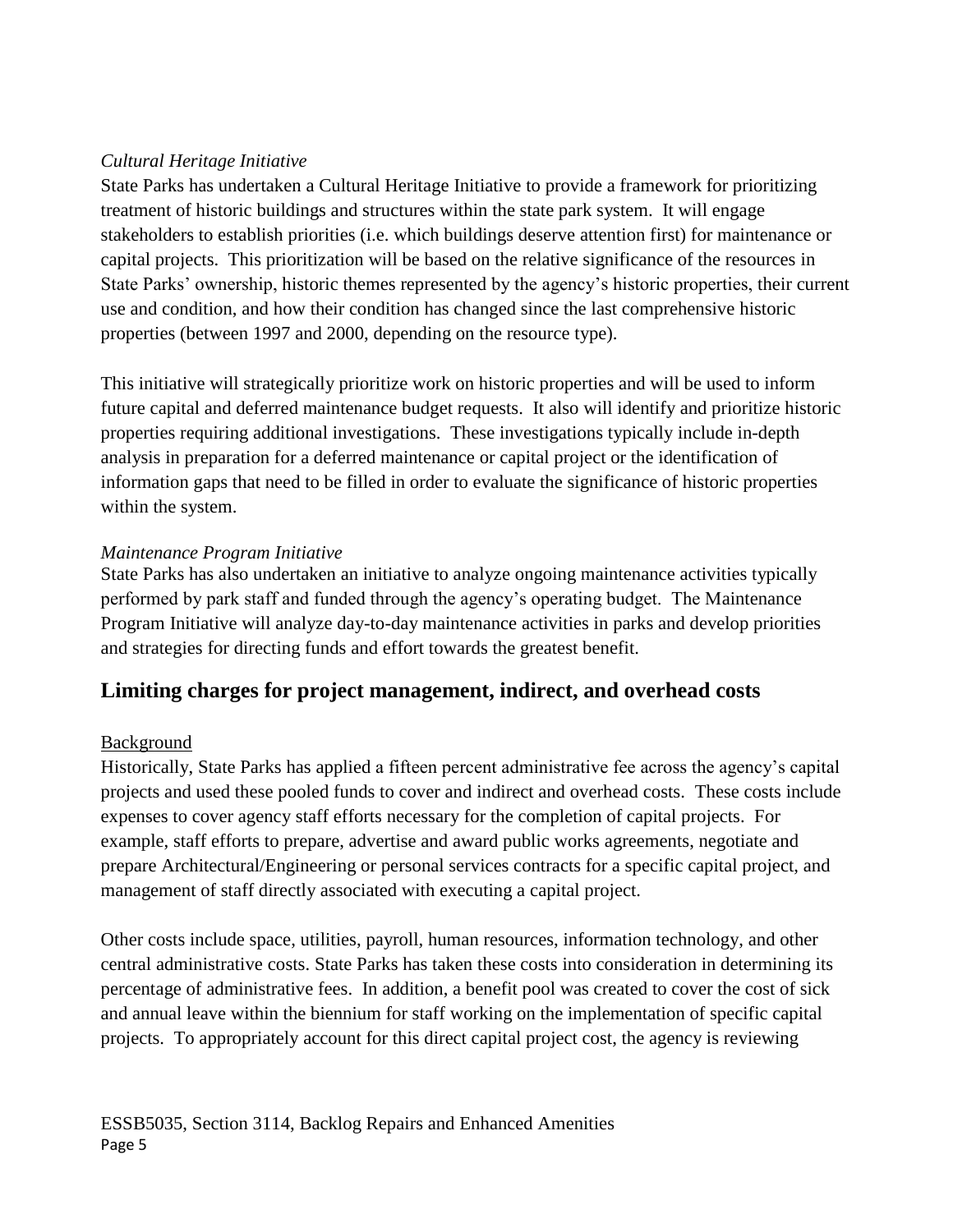*Cultural Heritage Initiative*

State Parks has undertaken a Cultural Heritage Initiative to provide a framework for prioritizing treatment of historic buildings and structures within the state park system. It will engage stakeholders to establish priorities (i.e. which buildings deserve attention first) for maintenance or capital projects. This prioritization will be based on the relative significance of the resources in State Parks' ownership, historic themes represented by the agency's historic properties, their current use and condition, and how their condition has changed since the last comprehensive historic properties (between 1997 and 2000, depending on the resource type).

This initiative will strategically prioritize work on historic properties and will be used to inform future capital and deferred maintenance budget requests. It also will identify and prioritize historic properties requiring additional investigations. These investigations typically include in-depth analysis in preparation for a deferred maintenance or capital project or the identification of information gaps that need to be filled in order to evaluate the significance of historic properties within the system.

*Maintenance Program Initiative*

State Parks has also undertaken an initiative to analyze ongoing maintenance activities typically performed by park staff and funded through the agency's operating budget. The Maintenance Program Initiative will analyze day-to-day maintenance activities in parks and develop priorities and strategies for directing funds and effort towards the greatest benefit.

## Limiting charges for project management, indirect, and overhead costs

Background

Historically, State Parks has applied a fifteen percent administrative fee across the agency's capital projects and used these pooled funds to cover and indirect and overhead costs. These costs include expenses to cover agency staff efforts necessary for the completion of capital projects. For example, staff efforts to prepare, advertise and award public works agreements, negotiate and prepare Architectural/Engineering or personal services contracts for a specific capital project, and management of staff directly associated with executing a capital project.

Other costs include space, utilities, payroll, human resources, information technology, and other central administrative costs. State Parks has taken these costs into consideration in determining its percentage of administrative fees. In addition, a benefit pool was created to cover the cost of sick and annual leave within the biennium for staff working on the implementation of specific capital projects. To appropriately account for this direct capital project cost, the agency is reviewing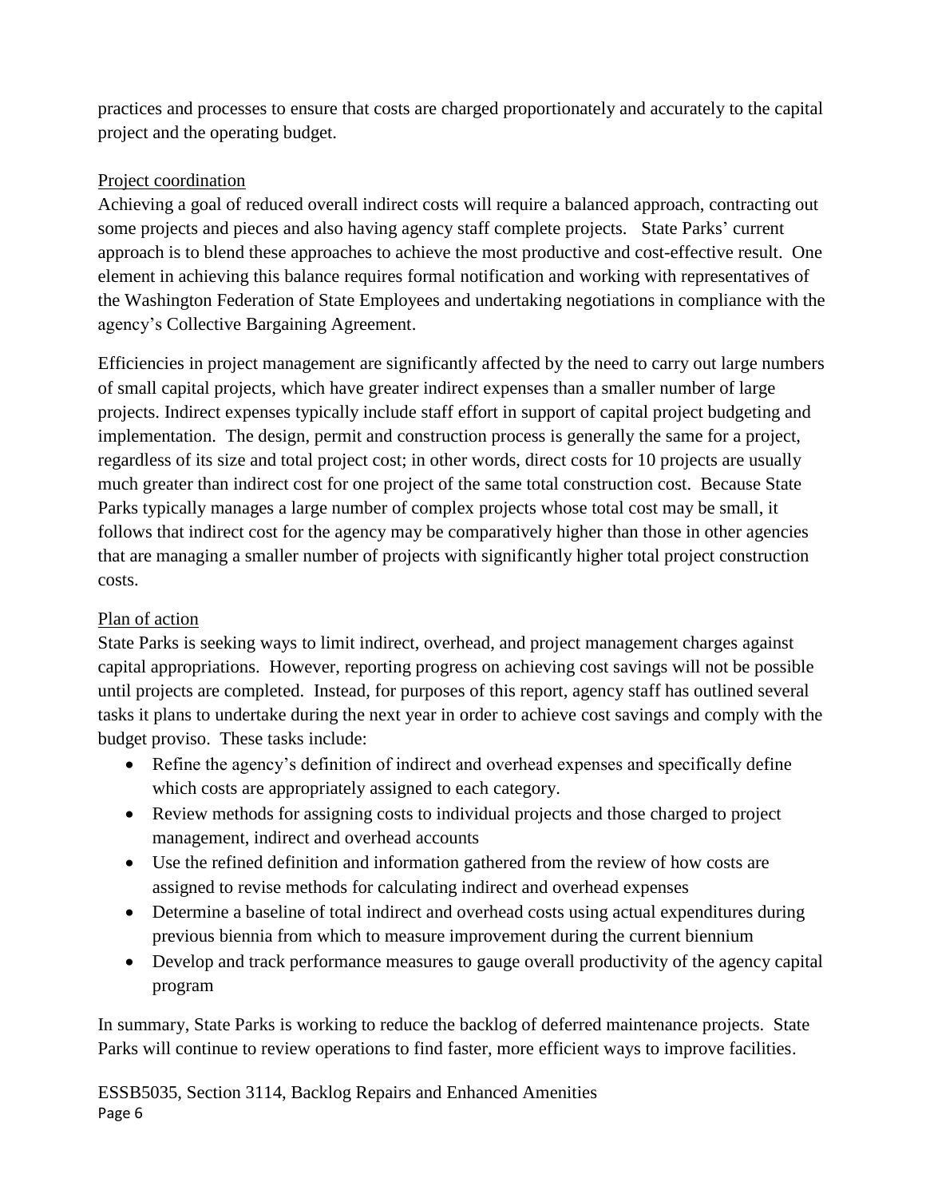practices and processes to ensure that costs are charged proportionately and accurately to the capital project and the operating budget.

Project coordination

Achieving a goal of reduced overall indirect costs will require a balanced approach, contracting out some projects and pieces and also having agency staff complete projects. State Parks' current approach is to blend these approaches to achieve the most productive and cost-effective result. One element in achieving this balance requires formal notification and working with representatives of the Washington Federation of State Employees and undertaking negotiations in compliance with the agency's Collective Bargaining Agreement.

Efficiencies in project management are significantly affected by the need to carry out large numbers of small capital projects, which have greater indirect expenses than a smaller number of large projects. Indirect expenses typically include staff effort in support of capital project budgeting and implementation. The design, permit and construction process is generally the same for a project, regardless of its size and total project cost; in other words, direct costs for 10 projects are usually much greater than indirect cost for one project of the same total construction cost. Because State Parks typically manages a large number of complex projects whose total cost may be small, it follows that indirect cost for the agency may be comparatively higher than those in other agencies that are managing a smaller number of projects with significantly higher total project construction costs.

Plan of action

State Parks is seeking ways to limit indirect, overhead, and project management charges against capital appropriations. However, reporting progress on achieving cost savings will not be possible until projects are completed. Instead, for purposes of this report, agency staff has outlined several tasks it plans to undertake during the next year in order to achieve cost savings and comply with the budget proviso. These tasks include:

- Refine the agency's definition of indirect and overhead expenses and specifically define which costs are appropriately assigned to each category.
- Review methods for assigning costs to individual projects and those charged to project management, indirect and overhead accounts
- Use the refined definition and information gathered from the review of how costs are assigned to revise methods for calculating indirect and overhead expenses
- Determine a baseline of total indirect and overhead costs using actual expenditures during previous biennia from which to measure improvement during the current biennium
- Develop and track performance measures to gauge overall productivity of the agency capital program

In summary, State Parks is working to reduce the backlog of deferred maintenance projects. State Parks will continue to review operations to find faster, more efficient ways to improve facilities.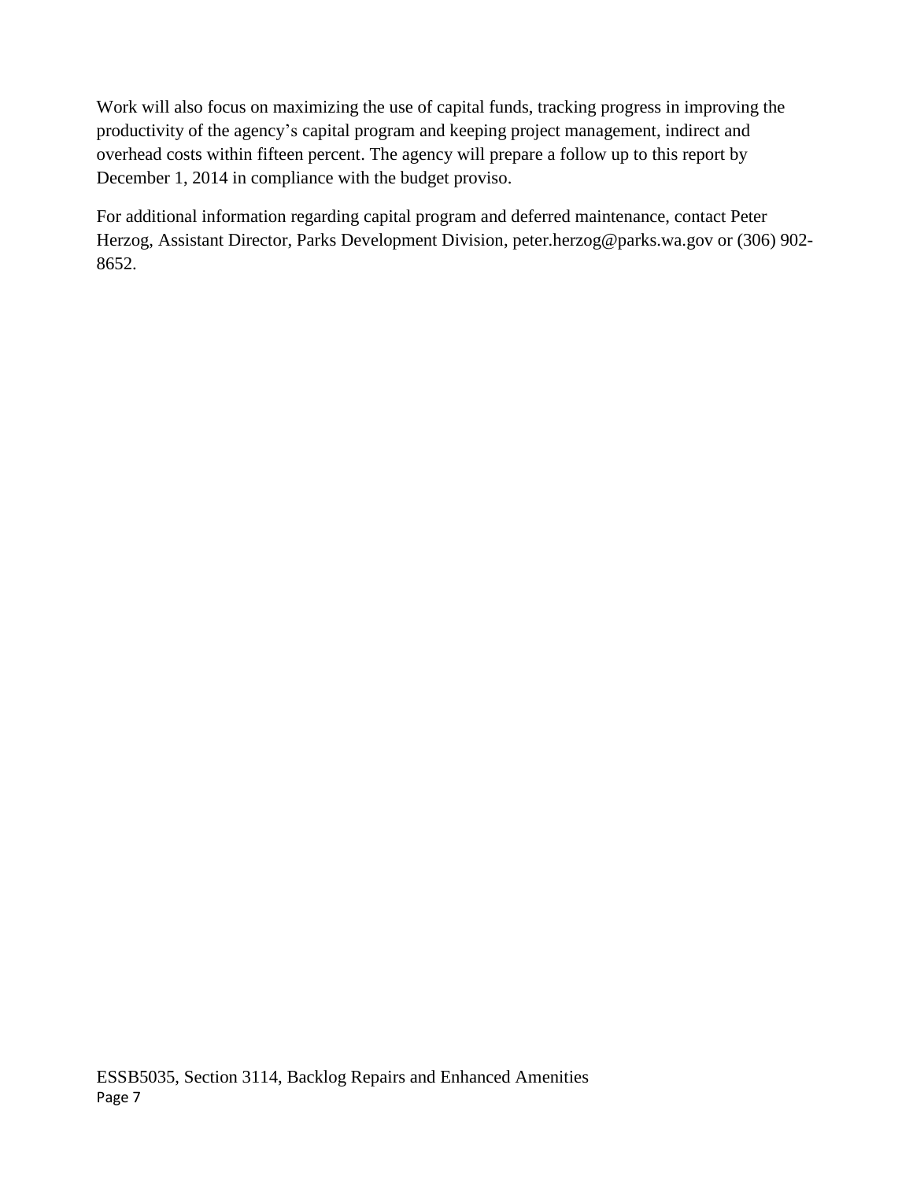Work will also focus on maximizing the use of capital funds, tracking progress in improving the productivity of the agency's capital program and keeping project management, indirect and overhead costs within fifteen percent. The agency will prepare a follow up to this report by December 1, 2014 in compliance with the budget proviso.

For additional information regarding capital program and deferred maintenance, contact Peter Herzog, Assistant Director, Parks Development Division, peter.herzog@parks.wa.gov or (306) 902-8652.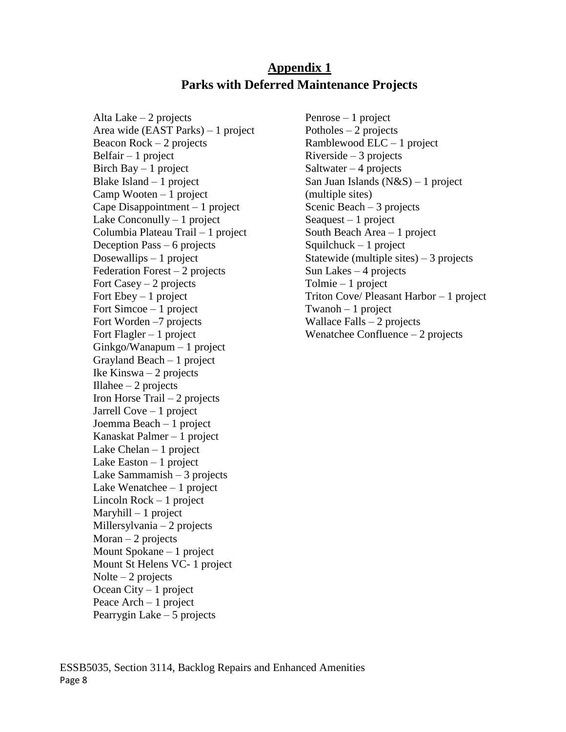## Appendix 1
## Parks with Deferred Maintenance Projects

Alta Lake – 2 projects
Area wide (EAST Parks) – 1 project
Beacon Rock – 2 projects
Belfair – 1 project
Birch Bay – 1 project
Blake Island – 1 project
Camp Wooten – 1 project
Cape Disappointment – 1 project
Lake Conconully – 1 project
Columbia Plateau Trail – 1 project
Deception Pass – 6 projects
Dosewallips – 1 project
Federation Forest – 2 projects
Fort Casey – 2 projects
Fort Ebey – 1 project
Fort Simcoe – 1 project
Fort Worden –7 projects
Fort Flagler – 1 project
Ginkgo/Wanapum – 1 project
Grayland Beach – 1 project
Ike Kinswa – 2 projects
Illahee – 2 projects
Iron Horse Trail – 2 projects
Jarrell Cove – 1 project
Joemma Beach – 1 project
Kanaskat Palmer – 1 project
Lake Chelan – 1 project
Lake Easton – 1 project
Lake Sammamish – 3 projects
Lake Wenatchee – 1 project
Lincoln Rock – 1 project
Maryhill – 1 project
Millersylvania – 2 projects
Moran – 2 projects
Mount Spokane – 1 project
Mount St Helens VC- 1 project
Nolte – 2 projects
Ocean City – 1 project
Peace Arch – 1 project
Pearrygin Lake – 5 projects
Penrose – 1 project
Potholes – 2 projects
Ramblewood ELC – 1 project
Riverside – 3 projects
Saltwater – 4 projects
San Juan Islands (N&S) – 1 project (multiple sites)
Scenic Beach – 3 projects
Seaquest – 1 project
South Beach Area – 1 project
Squilchuck – 1 project
Statewide (multiple sites) – 3 projects
Sun Lakes – 4 projects
Tolmie – 1 project
Triton Cove/ Pleasant Harbor – 1 project
Twanoh – 1 project
Wallace Falls – 2 projects
Wenatchee Confluence – 2 projects